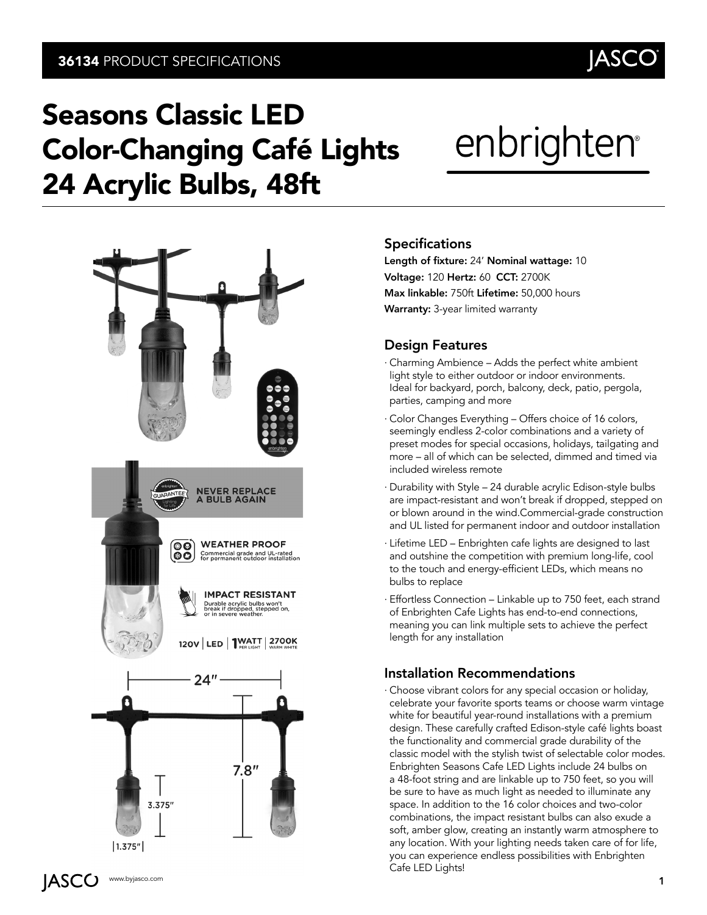**36134** PRODUCT SPECIFICATIONS

# Seasons Classic LED Color-Changing Café Lights 24 Acrylic Bulbs, 48ft

enbrighten

NEVER REPLACE A BULB AGAIN

WEATHER PROOF
Commercial grade and UL-rated for permanent outdoor installation

IMPACT RESISTANT
Durable acrylic bulbs won't break if dropped, stepped on, or in severe weather.

120V | LED | 1 WATT PER LIGHT | 2700K WARM WHITE

24″ · 7.8″ · 3.375″ · 1.375″

## Specifications

**Length of fixture:** 24′ **Nominal wattage:** 10
**Voltage:** 120 **Hertz:** 60 **CCT:** 2700K
**Max linkable:** 750ft **Lifetime:** 50,000 hours
**Warranty:** 3-year limited warranty

## Design Features

- Charming Ambience – Adds the perfect white ambient light style to either outdoor or indoor environments. Ideal for backyard, porch, balcony, deck, patio, pergola, parties, camping and more
- Color Changes Everything – Offers choice of 16 colors, seemingly endless 2-color combinations and a variety of preset modes for special occasions, holidays, tailgating and more – all of which can be selected, dimmed and timed via included wireless remote
- Durability with Style – 24 durable acrylic Edison-style bulbs are impact-resistant and won't break if dropped, stepped on or blown around in the wind.Commercial-grade construction and UL listed for permanent indoor and outdoor installation
- Lifetime LED – Enbrighten cafe lights are designed to last and outshine the competition with premium long-life, cool to the touch and energy-efficient LEDs, which means no bulbs to replace
- Effortless Connection – Linkable up to 750 feet, each strand of Enbrighten Cafe Lights has end-to-end connections, meaning you can link multiple sets to achieve the perfect length for any installation

## Installation Recommendations

- Choose vibrant colors for any special occasion or holiday, celebrate your favorite sports teams or choose warm vintage white for beautiful year-round installations with a premium design. These carefully crafted Edison-style café lights boast the functionality and commercial grade durability of the classic model with the stylish twist of selectable color modes. Enbrighten Seasons Cafe LED Lights include 24 bulbs on a 48-foot string and are linkable up to 750 feet, so you will be sure to have as much light as needed to illuminate any space. In addition to the 16 color choices and two-color combinations, the impact resistant bulbs can also exude a soft, amber glow, creating an instantly warm atmosphere to any location. With your lighting needs taken care of for life, you can experience endless possibilities with Enbrighten Cafe LED Lights!

JASCO www.byjasco.com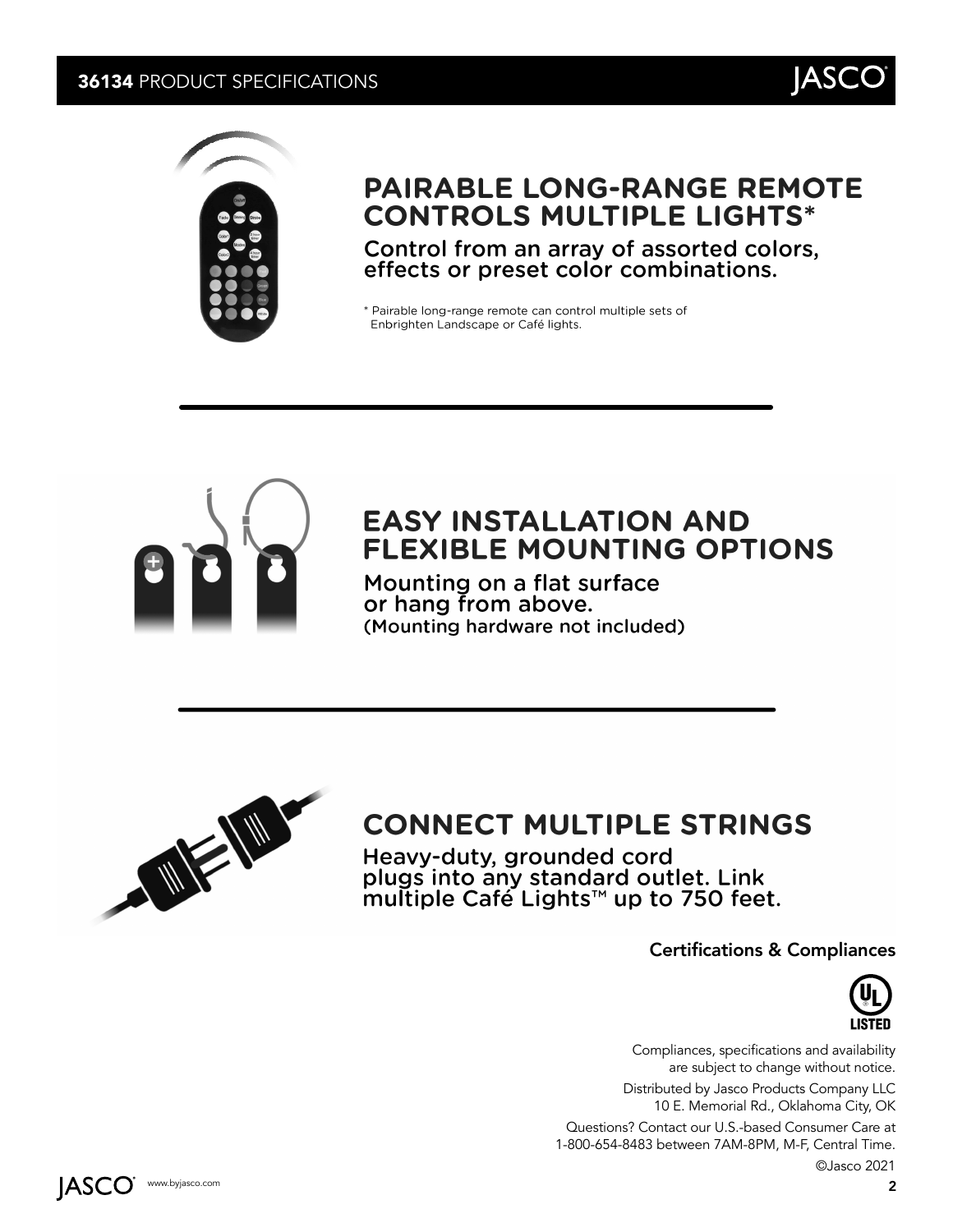## PAIRABLE LONG-RANGE REMOTE CONTROLS MULTIPLE LIGHTS*

Control from an array of assorted colors, effects or preset color combinations.

* Pairable long-range remote can control multiple sets of Enbrighten Landscape or Café lights.

## EASY INSTALLATION AND FLEXIBLE MOUNTING OPTIONS

Mounting on a flat surface or hang from above.
(Mounting hardware not included)

## CONNECT MULTIPLE STRINGS

Heavy-duty, grounded cord plugs into any standard outlet. Link multiple Café Lights™ up to 750 feet.

### Certifications & Compliances

UL LISTED

Compliances, specifications and availability are subject to change without notice.

Distributed by Jasco Products Company LLC
10 E. Memorial Rd., Oklahoma City, OK

Questions? Contact our U.S.-based Consumer Care at 1-800-654-8483 between 7AM-8PM, M-F, Central Time.

©Jasco 2021